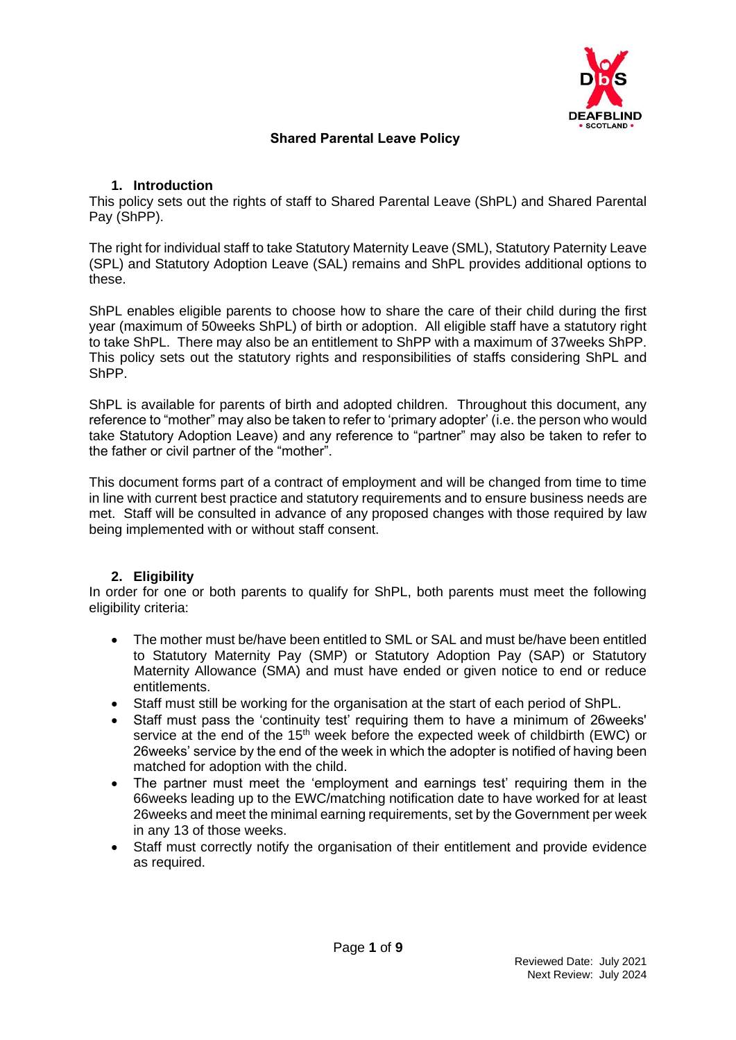# Shared Parental Leave Policy

## 1. Introduction

This policy sets out the rights of staff to Shared Parental Leave (ShPL) and Shared Parental Pay (ShPP).

The right for individual staff to take Statutory Maternity Leave (SML), Statutory Paternity Leave (SPL) and Statutory Adoption Leave (SAL) remains and ShPL provides additional options to these.

ShPL enables eligible parents to choose how to share the care of their child during the first year (maximum of 50weeks ShPL) of birth or adoption. All eligible staff have a statutory right to take ShPL. There may also be an entitlement to ShPP with a maximum of 37weeks ShPP. This policy sets out the statutory rights and responsibilities of staffs considering ShPL and ShPP.

ShPL is available for parents of birth and adopted children. Throughout this document, any reference to "mother" may also be taken to refer to 'primary adopter' (i.e. the person who would take Statutory Adoption Leave) and any reference to "partner" may also be taken to refer to the father or civil partner of the "mother".

This document forms part of a contract of employment and will be changed from time to time in line with current best practice and statutory requirements and to ensure business needs are met. Staff will be consulted in advance of any proposed changes with those required by law being implemented with or without staff consent.

## 2. Eligibility

In order for one or both parents to qualify for ShPL, both parents must meet the following eligibility criteria:

- The mother must be/have been entitled to SML or SAL and must be/have been entitled to Statutory Maternity Pay (SMP) or Statutory Adoption Pay (SAP) or Statutory Maternity Allowance (SMA) and must have ended or given notice to end or reduce entitlements.
- Staff must still be working for the organisation at the start of each period of ShPL.
- Staff must pass the 'continuity test' requiring them to have a minimum of 26weeks' service at the end of the 15th week before the expected week of childbirth (EWC) or 26weeks' service by the end of the week in which the adopter is notified of having been matched for adoption with the child.
- The partner must meet the 'employment and earnings test' requiring them in the 66weeks leading up to the EWC/matching notification date to have worked for at least 26weeks and meet the minimal earning requirements, set by the Government per week in any 13 of those weeks.
- Staff must correctly notify the organisation of their entitlement and provide evidence as required.

Reviewed Date: July 2021
Next Review: July 2024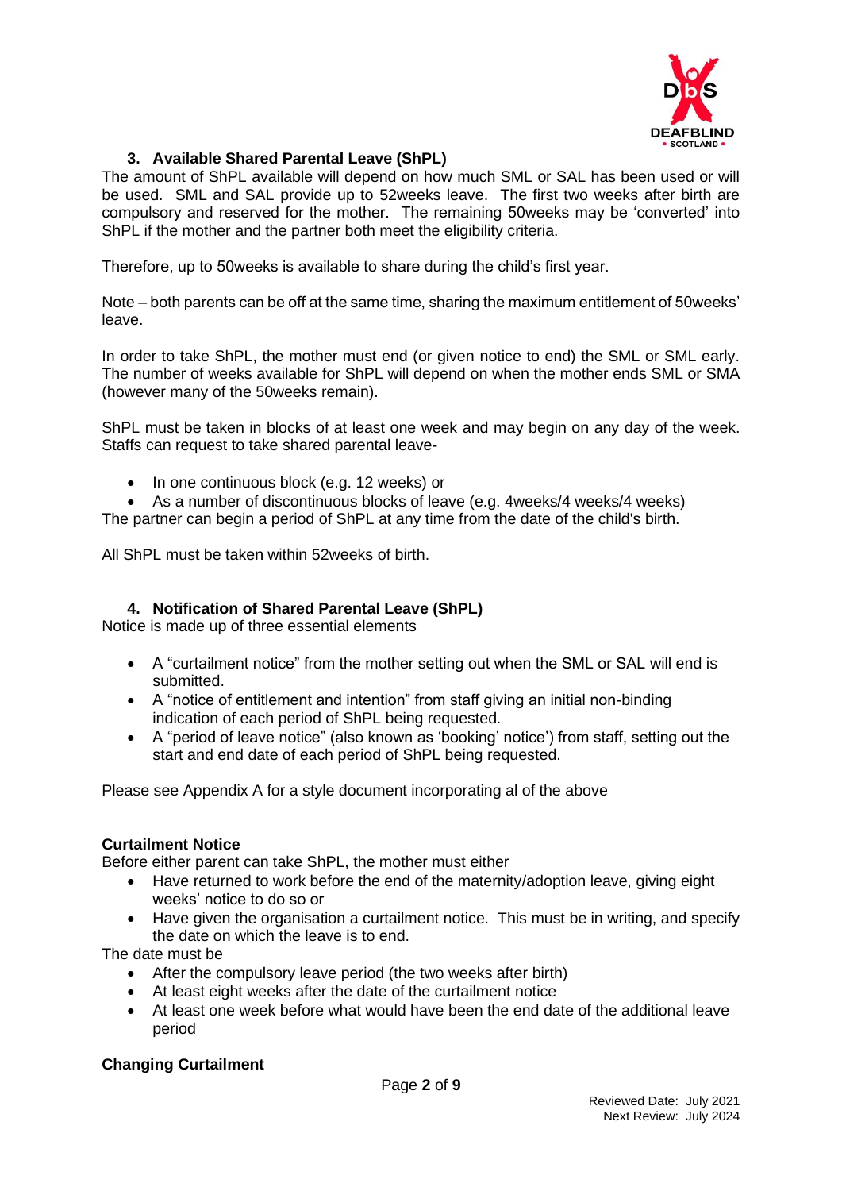### 3. Available Shared Parental Leave (ShPL)

The amount of ShPL available will depend on how much SML or SAL has been used or will be used. SML and SAL provide up to 52weeks leave. The first two weeks after birth are compulsory and reserved for the mother. The remaining 50weeks may be 'converted' into ShPL if the mother and the partner both meet the eligibility criteria.

Therefore, up to 50weeks is available to share during the child's first year.

Note – both parents can be off at the same time, sharing the maximum entitlement of 50weeks' leave.

In order to take ShPL, the mother must end (or given notice to end) the SML or SML early. The number of weeks available for ShPL will depend on when the mother ends SML or SMA (however many of the 50weeks remain).

ShPL must be taken in blocks of at least one week and may begin on any day of the week. Staffs can request to take shared parental leave-

- In one continuous block (e.g. 12 weeks) or
- As a number of discontinuous blocks of leave (e.g. 4weeks/4 weeks/4 weeks)

The partner can begin a period of ShPL at any time from the date of the child's birth.

All ShPL must be taken within 52weeks of birth.

### 4. Notification of Shared Parental Leave (ShPL)

Notice is made up of three essential elements

- A "curtailment notice" from the mother setting out when the SML or SAL will end is submitted.
- A "notice of entitlement and intention" from staff giving an initial non-binding indication of each period of ShPL being requested.
- A "period of leave notice" (also known as 'booking' notice') from staff, setting out the start and end date of each period of ShPL being requested.

Please see Appendix A for a style document incorporating al of the above

**Curtailment Notice**

Before either parent can take ShPL, the mother must either

- Have returned to work before the end of the maternity/adoption leave, giving eight weeks' notice to do so or
- Have given the organisation a curtailment notice. This must be in writing, and specify the date on which the leave is to end.

The date must be

- After the compulsory leave period (the two weeks after birth)
- At least eight weeks after the date of the curtailment notice
- At least one week before what would have been the end date of the additional leave period

**Changing Curtailment**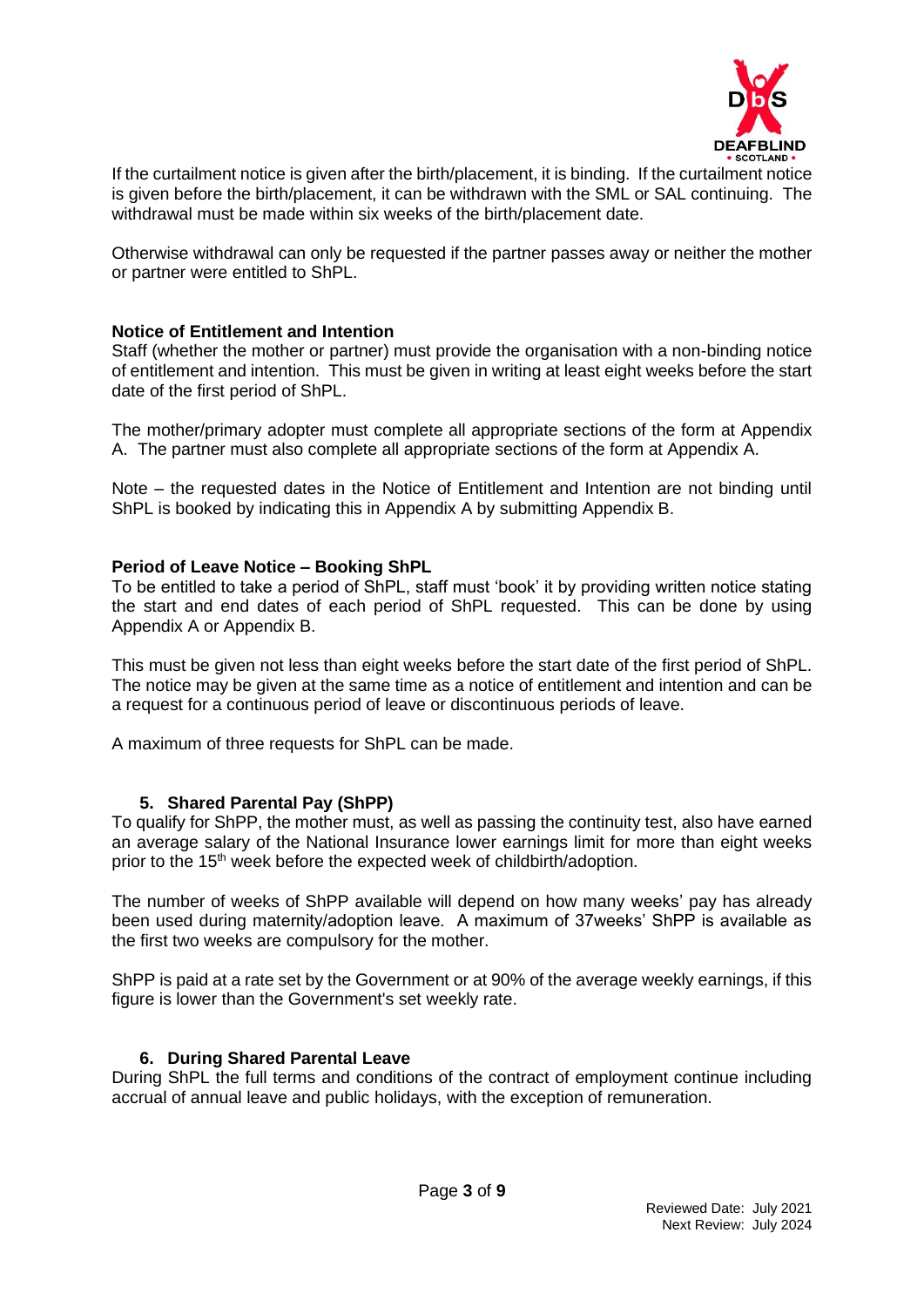If the curtailment notice is given after the birth/placement, it is binding. If the curtailment notice is given before the birth/placement, it can be withdrawn with the SML or SAL continuing. The withdrawal must be made within six weeks of the birth/placement date.

Otherwise withdrawal can only be requested if the partner passes away or neither the mother or partner were entitled to ShPL.

**Notice of Entitlement and Intention**

Staff (whether the mother or partner) must provide the organisation with a non-binding notice of entitlement and intention. This must be given in writing at least eight weeks before the start date of the first period of ShPL.

The mother/primary adopter must complete all appropriate sections of the form at Appendix A. The partner must also complete all appropriate sections of the form at Appendix A.

Note – the requested dates in the Notice of Entitlement and Intention are not binding until ShPL is booked by indicating this in Appendix A by submitting Appendix B.

**Period of Leave Notice – Booking ShPL**

To be entitled to take a period of ShPL, staff must 'book' it by providing written notice stating the start and end dates of each period of ShPL requested. This can be done by using Appendix A or Appendix B.

This must be given not less than eight weeks before the start date of the first period of ShPL. The notice may be given at the same time as a notice of entitlement and intention and can be a request for a continuous period of leave or discontinuous periods of leave.

A maximum of three requests for ShPL can be made.

## 5. Shared Parental Pay (ShPP)

To qualify for ShPP, the mother must, as well as passing the continuity test, also have earned an average salary of the National Insurance lower earnings limit for more than eight weeks prior to the 15th week before the expected week of childbirth/adoption.

The number of weeks of ShPP available will depend on how many weeks' pay has already been used during maternity/adoption leave. A maximum of 37weeks' ShPP is available as the first two weeks are compulsory for the mother.

ShPP is paid at a rate set by the Government or at 90% of the average weekly earnings, if this figure is lower than the Government's set weekly rate.

## 6. During Shared Parental Leave

During ShPL the full terms and conditions of the contract of employment continue including accrual of annual leave and public holidays, with the exception of remuneration.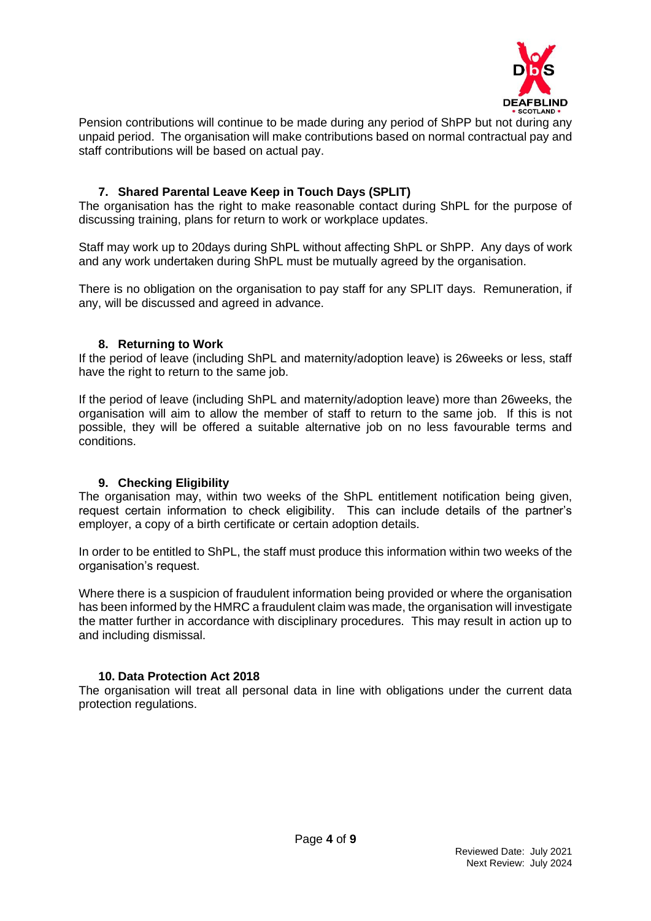Pension contributions will continue to be made during any period of ShPP but not during any unpaid period. The organisation will make contributions based on normal contractual pay and staff contributions will be based on actual pay.

### 7. Shared Parental Leave Keep in Touch Days (SPLIT)

The organisation has the right to make reasonable contact during ShPL for the purpose of discussing training, plans for return to work or workplace updates.

Staff may work up to 20days during ShPL without affecting ShPL or ShPP. Any days of work and any work undertaken during ShPL must be mutually agreed by the organisation.

There is no obligation on the organisation to pay staff for any SPLIT days. Remuneration, if any, will be discussed and agreed in advance.

### 8. Returning to Work

If the period of leave (including ShPL and maternity/adoption leave) is 26weeks or less, staff have the right to return to the same job.

If the period of leave (including ShPL and maternity/adoption leave) more than 26weeks, the organisation will aim to allow the member of staff to return to the same job. If this is not possible, they will be offered a suitable alternative job on no less favourable terms and conditions.

### 9. Checking Eligibility

The organisation may, within two weeks of the ShPL entitlement notification being given, request certain information to check eligibility. This can include details of the partner's employer, a copy of a birth certificate or certain adoption details.

In order to be entitled to ShPL, the staff must produce this information within two weeks of the organisation's request.

Where there is a suspicion of fraudulent information being provided or where the organisation has been informed by the HMRC a fraudulent claim was made, the organisation will investigate the matter further in accordance with disciplinary procedures. This may result in action up to and including dismissal.

### 10. Data Protection Act 2018

The organisation will treat all personal data in line with obligations under the current data protection regulations.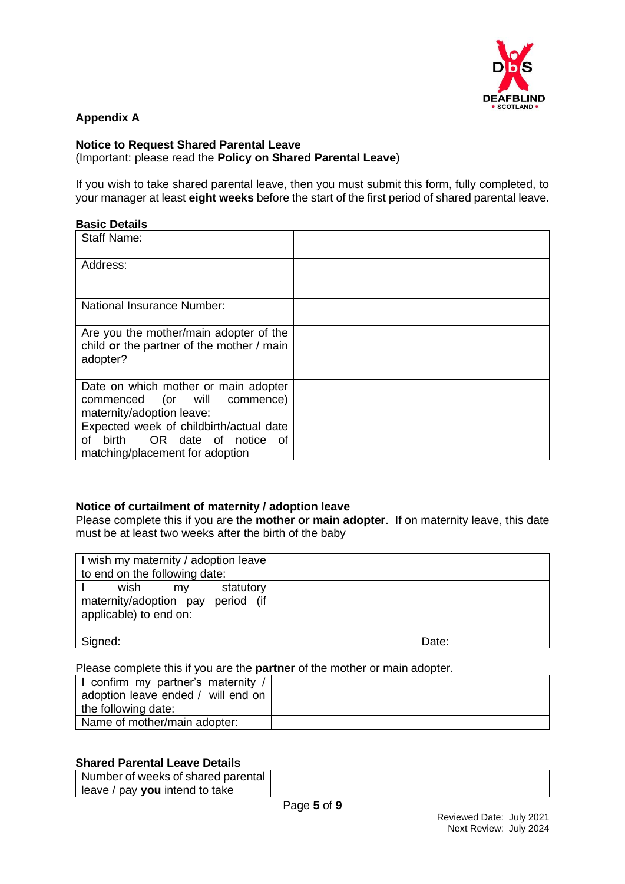## Appendix A

### Notice to Request Shared Parental Leave

(Important: please read the **Policy on Shared Parental Leave**)

If you wish to take shared parental leave, then you must submit this form, fully completed, to your manager at least **eight weeks** before the start of the first period of shared parental leave.

**Basic Details**

| Staff Name: | |
|---|---|
| Address: | |
| National Insurance Number: | |
| Are you the mother/main adopter of the child **or** the partner of the mother / main adopter? | |
| Date on which mother or main adopter commenced (or will commence) maternity/adoption leave: | |
| Expected week of childbirth/actual date of birth OR date of notice of matching/placement for adoption | |

**Notice of curtailment of maternity / adoption leave**

Please complete this if you are the **mother or main adopter**. If on maternity leave, this date must be at least two weeks after the birth of the baby

| I wish my maternity / adoption leave to end on the following date: | |
|---|---|
| I wish my statutory maternity/adoption pay period (if applicable) to end on: | |
| Signed: | Date: |

Please complete this if you are the **partner** of the mother or main adopter.

| I confirm my partner's maternity / adoption leave ended / will end on the following date: | |
|---|---|
| Name of mother/main adopter: | |

**Shared Parental Leave Details**

| Number of weeks of shared parental leave / pay **you** intend to take | |
|---|---|

Reviewed Date: July 2021
Next Review: July 2024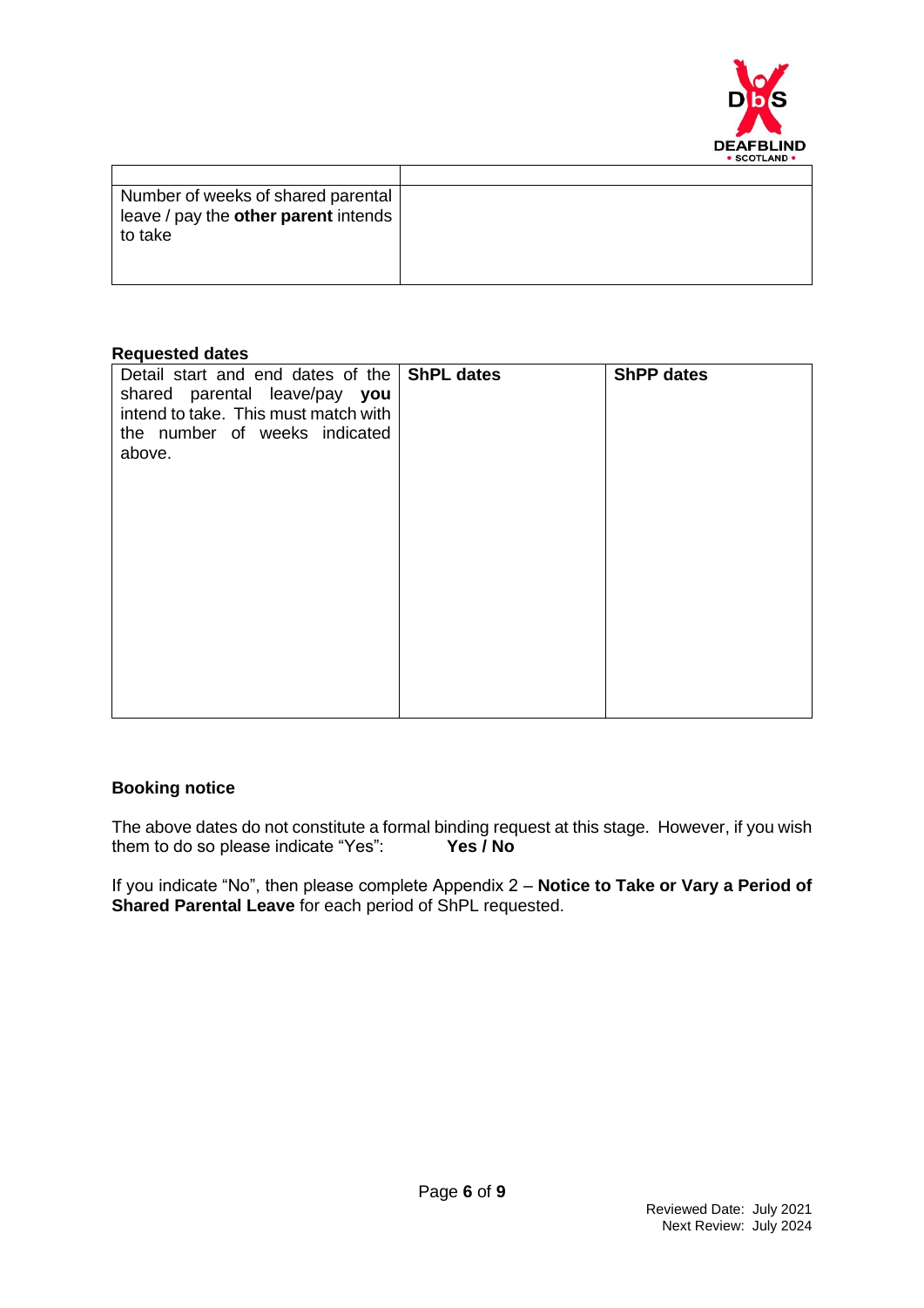| | |
|---|---|
| Number of weeks of shared parental leave / pay the **other parent** intends to take | |

**Requested dates**

| Detail start and end dates of the shared parental leave/pay **you** intend to take. This must match with the number of weeks indicated above. | **ShPL dates** | **ShPP dates** |
|---|---|---|

**Booking notice**

The above dates do not constitute a formal binding request at this stage. However, if you wish them to do so please indicate "Yes": **Yes / No**

If you indicate "No", then please complete Appendix 2 – **Notice to Take or Vary a Period of Shared Parental Leave** for each period of ShPL requested.

Reviewed Date: July 2021
Next Review: July 2024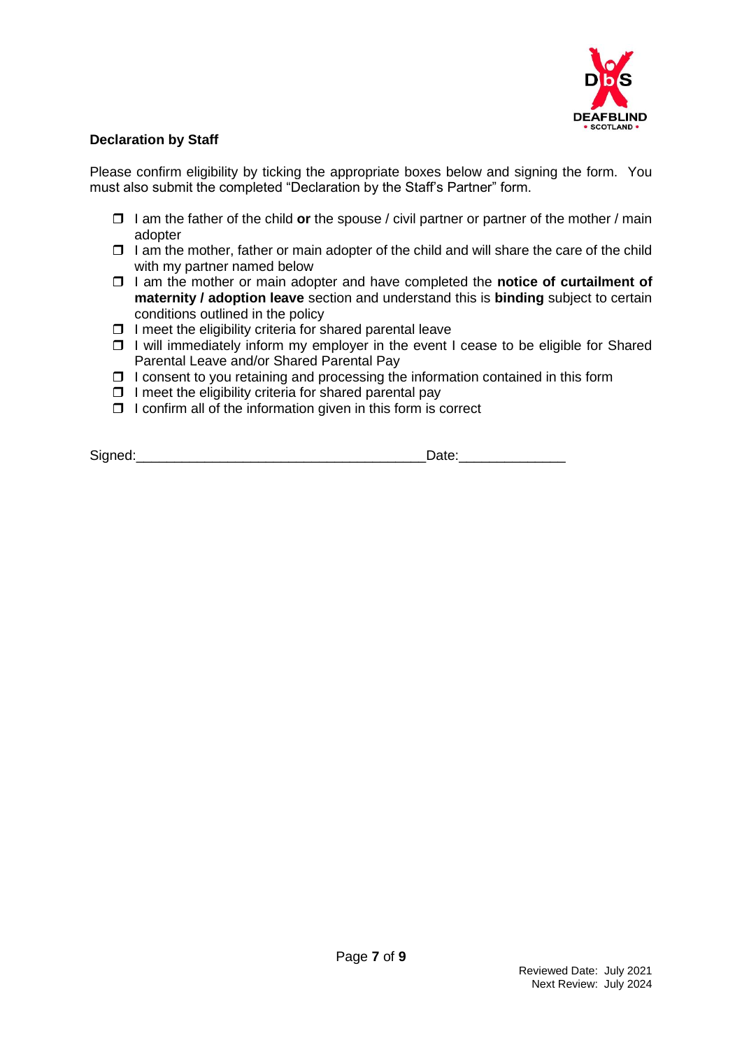**Declaration by Staff**

Please confirm eligibility by ticking the appropriate boxes below and signing the form. You must also submit the completed "Declaration by the Staff's Partner" form.

- ☐ I am the father of the child **or** the spouse / civil partner or partner of the mother / main adopter
- ☐ I am the mother, father or main adopter of the child and will share the care of the child with my partner named below
- ☐ I am the mother or main adopter and have completed the **notice of curtailment of maternity / adoption leave** section and understand this is **binding** subject to certain conditions outlined in the policy
- ☐ I meet the eligibility criteria for shared parental leave
- ☐ I will immediately inform my employer in the event I cease to be eligible for Shared Parental Leave and/or Shared Parental Pay
- ☐ I consent to you retaining and processing the information contained in this form
- ☐ I meet the eligibility criteria for shared parental pay
- ☐ I confirm all of the information given in this form is correct

Signed:_____________________________________Date:_____________

Reviewed Date: July 2021
Next Review: July 2024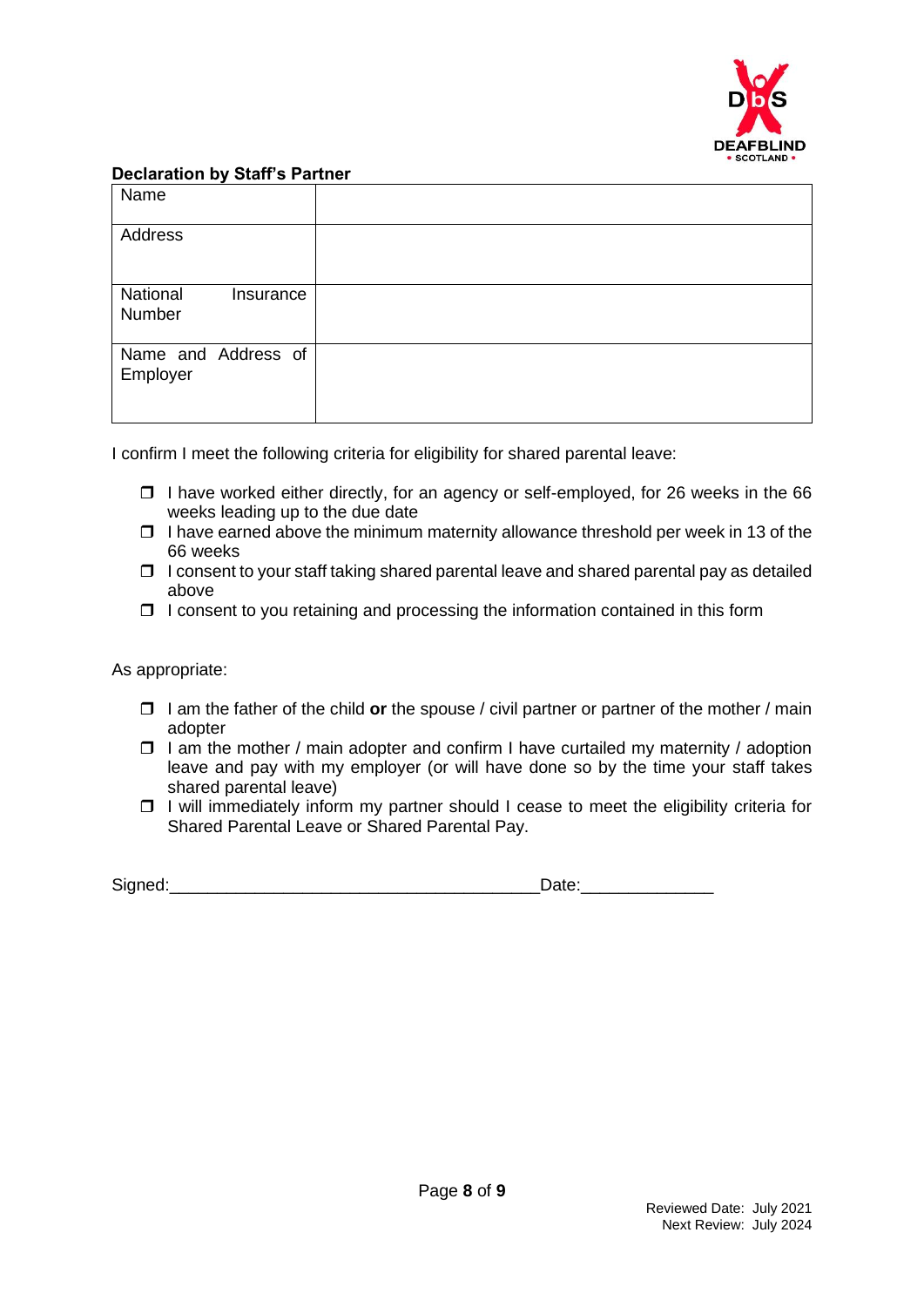**Declaration by Staff's Partner**

| Name | |
|---|---|
| Address | |
| National Insurance Number | |
| Name and Address of Employer | |

I confirm I meet the following criteria for eligibility for shared parental leave:

- ❒ I have worked either directly, for an agency or self-employed, for 26 weeks in the 66 weeks leading up to the due date
- ❒ I have earned above the minimum maternity allowance threshold per week in 13 of the 66 weeks
- ❒ I consent to your staff taking shared parental leave and shared parental pay as detailed above
- ❒ I consent to you retaining and processing the information contained in this form

As appropriate:

- ❒ I am the father of the child **or** the spouse / civil partner or partner of the mother / main adopter
- ❒ I am the mother / main adopter and confirm I have curtailed my maternity / adoption leave and pay with my employer (or will have done so by the time your staff takes shared parental leave)
- ❒ I will immediately inform my partner should I cease to meet the eligibility criteria for Shared Parental Leave or Shared Parental Pay.

Signed:_______________________________________Date:______________

Reviewed Date: July 2021
Next Review: July 2024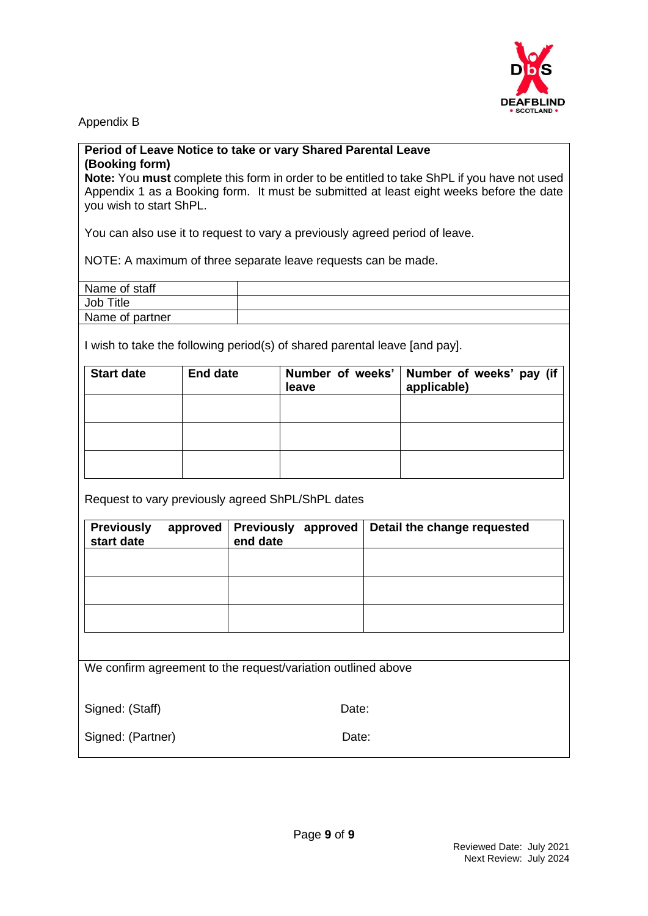Appendix B

**Period of Leave Notice to take or vary Shared Parental Leave (Booking form)**

**Note:** You **must** complete this form in order to be entitled to take ShPL if you have not used Appendix 1 as a Booking form. It must be submitted at least eight weeks before the date you wish to start ShPL.

You can also use it to request to vary a previously agreed period of leave.

NOTE: A maximum of three separate leave requests can be made.

| | |
|---|---|
| Name of staff | |
| Job Title | |
| Name of partner | |

I wish to take the following period(s) of shared parental leave [and pay].

| Start date | End date | Number of weeks' leave | Number of weeks' pay (if applicable) |
|---|---|---|---|
| | | | |
| | | | |
| | | | |

Request to vary previously agreed ShPL/ShPL dates

| Previously approved start date | Previously approved end date | Detail the change requested |
|---|---|---|
| | | |
| | | |
| | | |

We confirm agreement to the request/variation outlined above

Signed: (Staff) Date:

Signed: (Partner) Date:

Reviewed Date: July 2021
Next Review: July 2024